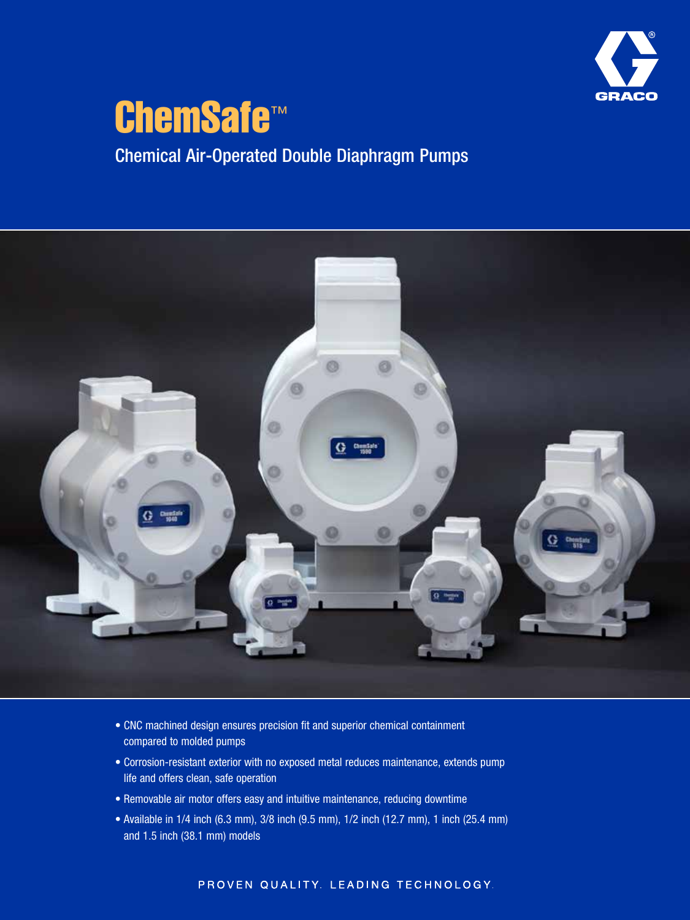# ChemSafe™

## Chemical Air-Operated Double Diaphragm Pumps

- CNC machined design ensures precision fit and superior chemical containment compared to molded pumps
- Corrosion-resistant exterior with no exposed metal reduces maintenance, extends pump life and offers clean, safe operation
- Removable air motor offers easy and intuitive maintenance, reducing downtime
- Available in 1/4 inch (6.3 mm), 3/8 inch (9.5 mm), 1/2 inch (12.7 mm), 1 inch (25.4 mm) and 1.5 inch (38.1 mm) models

PROVEN QUALITY. LEADING TECHNOLOGY.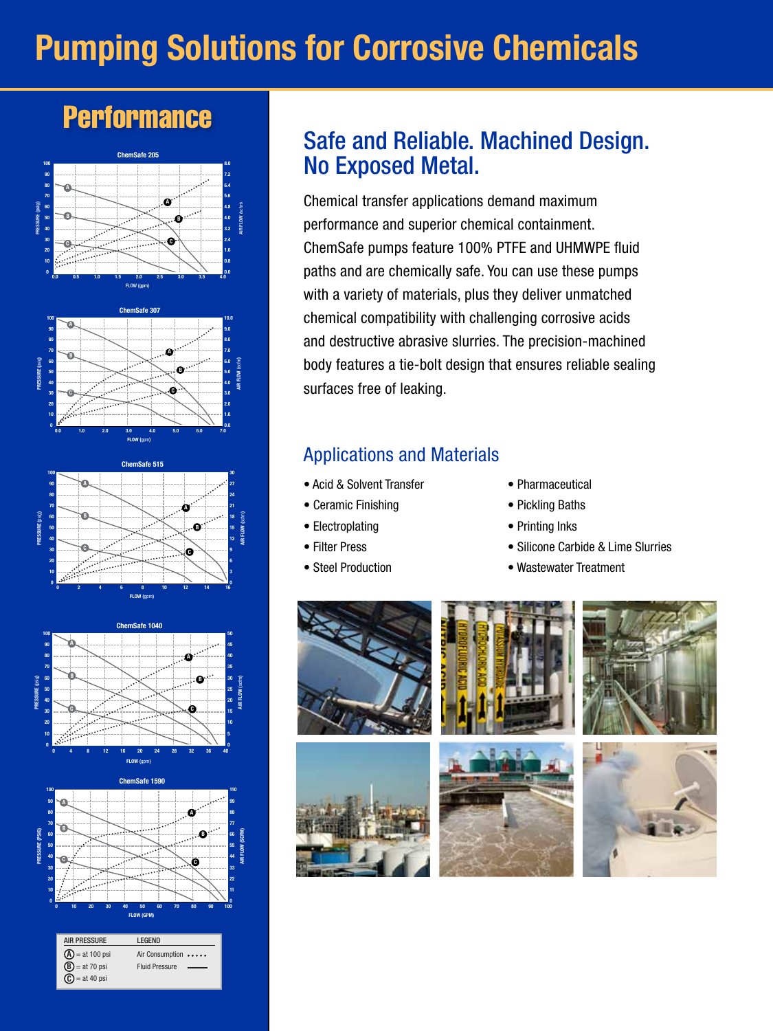# Pumping Solutions for Corrosive Chemicals

## Performance

ChemSafe 205

ChemSafe 307

ChemSafe 515

ChemSafe 1040

ChemSafe 1590

| AIR PRESSURE | LEGEND |
| --- | --- |
| (A) = at 100 psi | Air Consumption ····· |
| (B) = at 70 psi | Fluid Pressure —— |
| (C) = at 40 psi | |

## Safe and Reliable. Machined Design. No Exposed Metal.

Chemical transfer applications demand maximum performance and superior chemical containment. ChemSafe pumps feature 100% PTFE and UHMWPE fluid paths and are chemically safe. You can use these pumps with a variety of materials, plus they deliver unmatched chemical compatibility with challenging corrosive acids and destructive abrasive slurries. The precision-machined body features a tie-bolt design that ensures reliable sealing surfaces free of leaking.

### Applications and Materials

- Acid & Solvent Transfer
- Ceramic Finishing
- Electroplating
- Filter Press
- Steel Production
- Pharmaceutical
- Pickling Baths
- Printing Inks
- Silicone Carbide & Lime Slurries
- Wastewater Treatment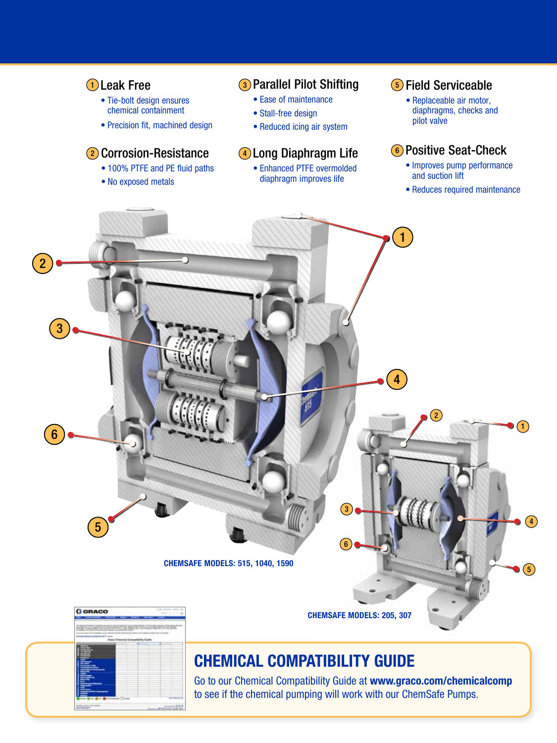## 1 Leak Free

- Tie-bolt design ensures chemical containment
- Precision fit, machined design

## 2 Corrosion-Resistance

- 100% PTFE and PE fluid paths
- No exposed metals

## 3 Parallel Pilot Shifting

- Ease of maintenance
- Stall-free design
- Reduced icing air system

## 4 Long Diaphragm Life

- Enhanced PTFE overmolded diaphragm improves life

## 5 Field Serviceable

- Replaceable air motor, diaphragms, checks and pilot valve

## 6 Positive Seat-Check

- Improves pump performance and suction lift
- Reduces required maintenance

**CHEMSAFE MODELS: 515, 1040, 1590**

**CHEMSAFE MODELS: 205, 307**

## CHEMICAL COMPATIBILITY GUIDE

Go to our Chemical Compatibility Guide at **www.graco.com/chemicalcomp** to see if the chemical pumping will work with our ChemSafe Pumps.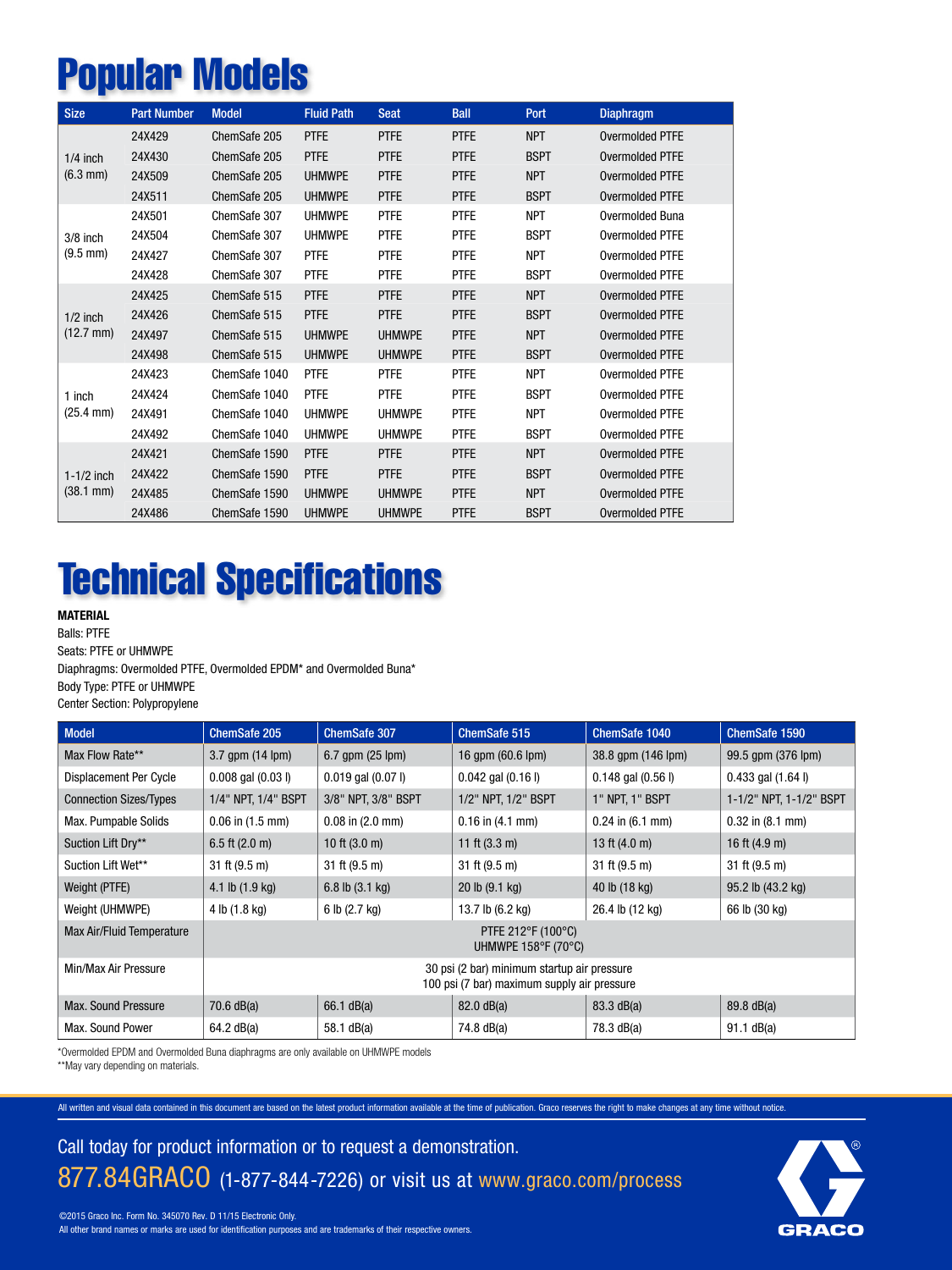# Popular Models

| Size | Part Number | Model | Fluid Path | Seat | Ball | Port | Diaphragm |
|---|---|---|---|---|---|---|---|
| 1/4 inch (6.3 mm) | 24X429 | ChemSafe 205 | PTFE | PTFE | PTFE | NPT | Overmolded PTFE |
| | 24X430 | ChemSafe 205 | PTFE | PTFE | PTFE | BSPT | Overmolded PTFE |
| | 24X509 | ChemSafe 205 | UHMWPE | PTFE | PTFE | NPT | Overmolded PTFE |
| | 24X511 | ChemSafe 205 | UHMWPE | PTFE | PTFE | BSPT | Overmolded PTFE |
| 3/8 inch (9.5 mm) | 24X501 | ChemSafe 307 | UHMWPE | PTFE | PTFE | NPT | Overmolded Buna |
| | 24X504 | ChemSafe 307 | UHMWPE | PTFE | PTFE | BSPT | Overmolded PTFE |
| | 24X427 | ChemSafe 307 | PTFE | PTFE | PTFE | NPT | Overmolded PTFE |
| | 24X428 | ChemSafe 307 | PTFE | PTFE | PTFE | BSPT | Overmolded PTFE |
| 1/2 inch (12.7 mm) | 24X425 | ChemSafe 515 | PTFE | PTFE | PTFE | NPT | Overmolded PTFE |
| | 24X426 | ChemSafe 515 | PTFE | PTFE | PTFE | BSPT | Overmolded PTFE |
| | 24X497 | ChemSafe 515 | UHMWPE | UHMWPE | PTFE | NPT | Overmolded PTFE |
| | 24X498 | ChemSafe 515 | UHMWPE | UHMWPE | PTFE | BSPT | Overmolded PTFE |
| 1 inch (25.4 mm) | 24X423 | ChemSafe 1040 | PTFE | PTFE | PTFE | NPT | Overmolded PTFE |
| | 24X424 | ChemSafe 1040 | PTFE | PTFE | PTFE | BSPT | Overmolded PTFE |
| | 24X491 | ChemSafe 1040 | UHMWPE | UHMWPE | PTFE | NPT | Overmolded PTFE |
| | 24X492 | ChemSafe 1040 | UHMWPE | UHMWPE | PTFE | BSPT | Overmolded PTFE |
| 1-1/2 inch (38.1 mm) | 24X421 | ChemSafe 1590 | PTFE | PTFE | PTFE | NPT | Overmolded PTFE |
| | 24X422 | ChemSafe 1590 | PTFE | PTFE | PTFE | BSPT | Overmolded PTFE |
| | 24X485 | ChemSafe 1590 | UHMWPE | UHMWPE | PTFE | NPT | Overmolded PTFE |
| | 24X486 | ChemSafe 1590 | UHMWPE | UHMWPE | PTFE | BSPT | Overmolded PTFE |

# Technical Specifications

**MATERIAL**

Balls: PTFE
Seats: PTFE or UHMWPE
Diaphragms: Overmolded PTFE, Overmolded EPDM* and Overmolded Buna*
Body Type: PTFE or UHMWPE
Center Section: Polypropylene

| Model | ChemSafe 205 | ChemSafe 307 | ChemSafe 515 | ChemSafe 1040 | ChemSafe 1590 |
|---|---|---|---|---|---|
| Max Flow Rate** | 3.7 gpm (14 lpm) | 6.7 gpm (25 lpm) | 16 gpm (60.6 lpm) | 38.8 gpm (146 lpm) | 99.5 gpm (376 lpm) |
| Displacement Per Cycle | 0.008 gal (0.03 l) | 0.019 gal (0.07 l) | 0.042 gal (0.16 l) | 0.148 gal (0.56 l) | 0.433 gal (1.64 l) |
| Connection Sizes/Types | 1/4" NPT, 1/4" BSPT | 3/8" NPT, 3/8" BSPT | 1/2" NPT, 1/2" BSPT | 1" NPT, 1" BSPT | 1-1/2" NPT, 1-1/2" BSPT |
| Max. Pumpable Solids | 0.06 in (1.5 mm) | 0.08 in (2.0 mm) | 0.16 in (4.1 mm) | 0.24 in (6.1 mm) | 0.32 in (8.1 mm) |
| Suction Lift Dry** | 6.5 ft (2.0 m) | 10 ft (3.0 m) | 11 ft (3.3 m) | 13 ft (4.0 m) | 16 ft (4.9 m) |
| Suction Lift Wet** | 31 ft (9.5 m) | 31 ft (9.5 m) | 31 ft (9.5 m) | 31 ft (9.5 m) | 31 ft (9.5 m) |
| Weight (PTFE) | 4.1 lb (1.9 kg) | 6.8 lb (3.1 kg) | 20 lb (9.1 kg) | 40 lb (18 kg) | 95.2 lb (43.2 kg) |
| Weight (UHMWPE) | 4 lb (1.8 kg) | 6 lb (2.7 kg) | 13.7 lb (6.2 kg) | 26.4 lb (12 kg) | 66 lb (30 kg) |
| Max Air/Fluid Temperature | PTFE 212°F (100°C) UHMWPE 158°F (70°C) | | | | |
| Min/Max Air Pressure | 30 psi (2 bar) minimum startup air pressure 100 psi (7 bar) maximum supply air pressure | | | | |
| Max. Sound Pressure | 70.6 dB(a) | 66.1 dB(a) | 82.0 dB(a) | 83.3 dB(a) | 89.8 dB(a) |
| Max. Sound Power | 64.2 dB(a) | 58.1 dB(a) | 74.8 dB(a) | 78.3 dB(a) | 91.1 dB(a) |

*Overmolded EPDM and Overmolded Buna diaphragms are only available on UHMWPE models
**May vary depending on materials.

All written and visual data contained in this document are based on the latest product information available at the time of publication. Graco reserves the right to make changes at any time without notice.

Call today for product information or to request a demonstration.

877.84GRACO (1-877-844-7226) or visit us at www.graco.com/process

©2015 Graco Inc. Form No. 345070 Rev. D 11/15 Electronic Only.
All other brand names or marks are used for identification purposes and are trademarks of their respective owners.

GRACO